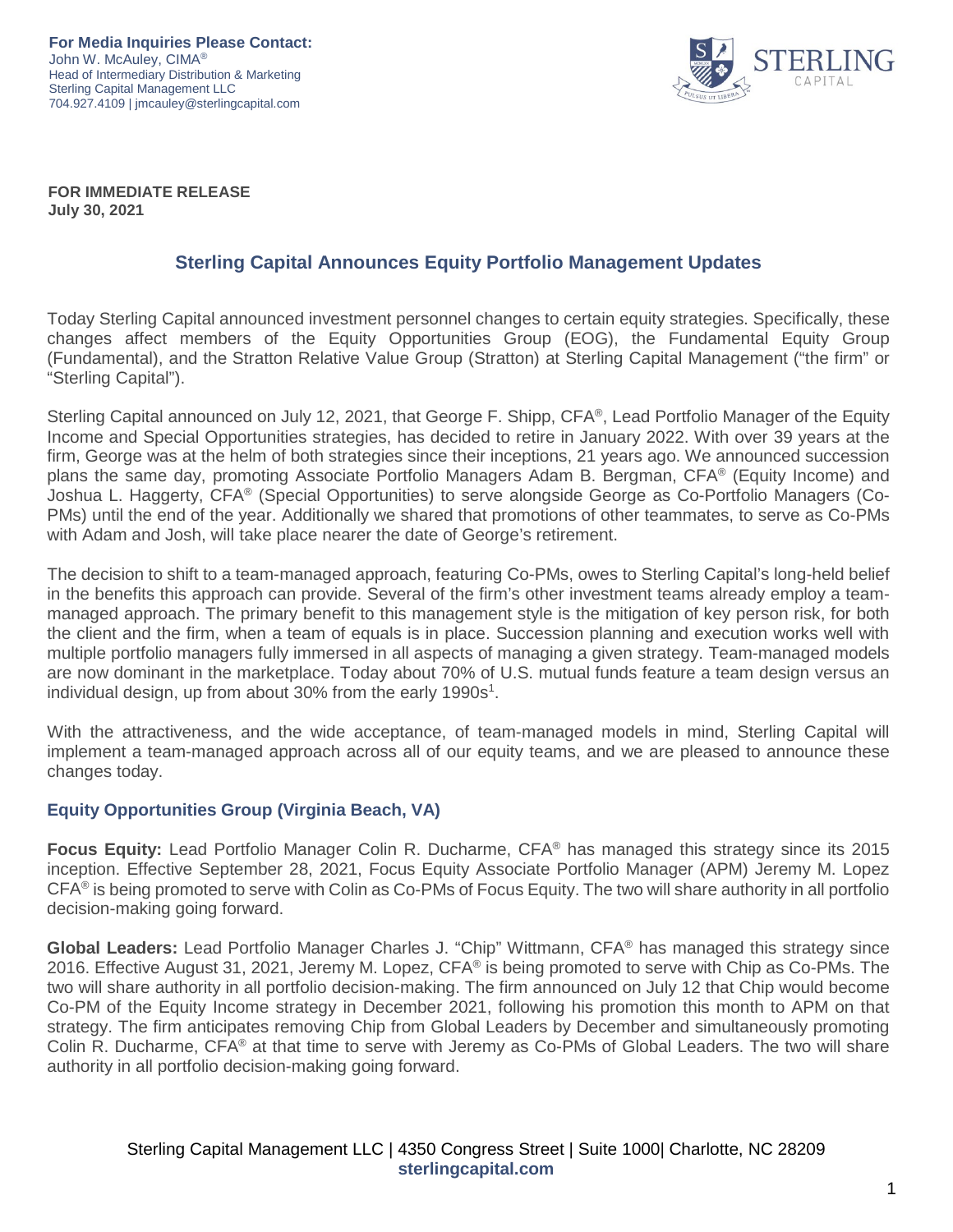**For Media Inquiries Please Contact:**
John W. McAuley, CIMA®
Head of Intermediary Distribution & Marketing
Sterling Capital Management LLC
704.927.4109 | jmcauley@sterlingcapital.com

**FOR IMMEDIATE RELEASE**
**July 30, 2021**

# Sterling Capital Announces Equity Portfolio Management Updates

Today Sterling Capital announced investment personnel changes to certain equity strategies. Specifically, these changes affect members of the Equity Opportunities Group (EOG), the Fundamental Equity Group (Fundamental), and the Stratton Relative Value Group (Stratton) at Sterling Capital Management ("the firm" or "Sterling Capital").

Sterling Capital announced on July 12, 2021, that George F. Shipp, CFA®, Lead Portfolio Manager of the Equity Income and Special Opportunities strategies, has decided to retire in January 2022. With over 39 years at the firm, George was at the helm of both strategies since their inceptions, 21 years ago. We announced succession plans the same day, promoting Associate Portfolio Managers Adam B. Bergman, CFA® (Equity Income) and Joshua L. Haggerty, CFA® (Special Opportunities) to serve alongside George as Co-Portfolio Managers (Co-PMs) until the end of the year. Additionally we shared that promotions of other teammates, to serve as Co-PMs with Adam and Josh, will take place nearer the date of George's retirement.

The decision to shift to a team-managed approach, featuring Co-PMs, owes to Sterling Capital's long-held belief in the benefits this approach can provide. Several of the firm's other investment teams already employ a team-managed approach. The primary benefit to this management style is the mitigation of key person risk, for both the client and the firm, when a team of equals is in place. Succession planning and execution works well with multiple portfolio managers fully immersed in all aspects of managing a given strategy. Team-managed models are now dominant in the marketplace. Today about 70% of U.S. mutual funds feature a team design versus an individual design, up from about 30% from the early 1990s[1].

With the attractiveness, and the wide acceptance, of team-managed models in mind, Sterling Capital will implement a team-managed approach across all of our equity teams, and we are pleased to announce these changes today.

## Equity Opportunities Group (Virginia Beach, VA)

**Focus Equity:** Lead Portfolio Manager Colin R. Ducharme, CFA® has managed this strategy since its 2015 inception. Effective September 28, 2021, Focus Equity Associate Portfolio Manager (APM) Jeremy M. Lopez CFA® is being promoted to serve with Colin as Co-PMs of Focus Equity. The two will share authority in all portfolio decision-making going forward.

**Global Leaders:** Lead Portfolio Manager Charles J. "Chip" Wittmann, CFA® has managed this strategy since 2016. Effective August 31, 2021, Jeremy M. Lopez, CFA® is being promoted to serve with Chip as Co-PMs. The two will share authority in all portfolio decision-making. The firm announced on July 12 that Chip would become Co-PM of the Equity Income strategy in December 2021, following his promotion this month to APM on that strategy. The firm anticipates removing Chip from Global Leaders by December and simultaneously promoting Colin R. Ducharme, CFA® at that time to serve with Jeremy as Co-PMs of Global Leaders. The two will share authority in all portfolio decision-making going forward.

Sterling Capital Management LLC | 4350 Congress Street | Suite 1000| Charlotte, NC 28209
**sterlingcapital.com**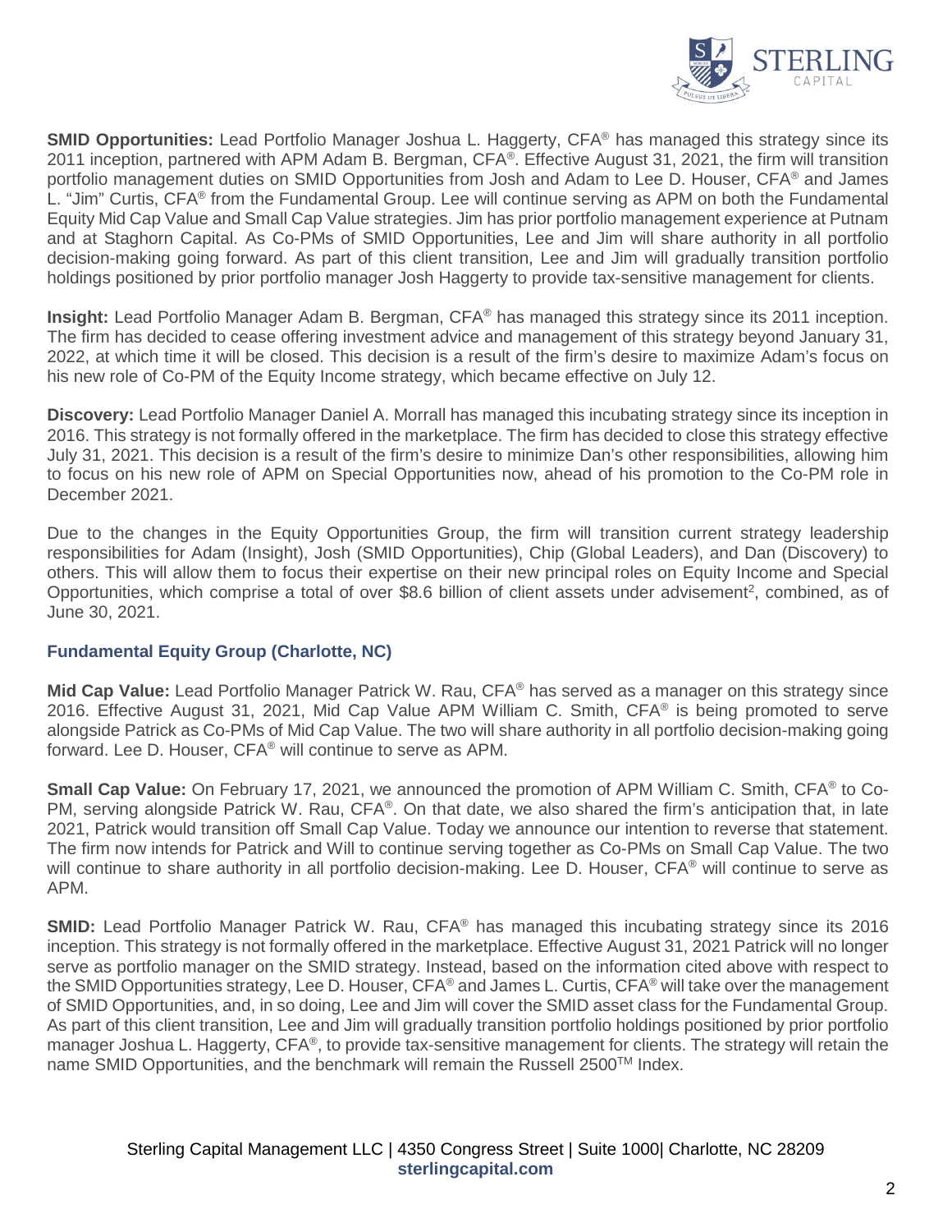**SMID Opportunities:** Lead Portfolio Manager Joshua L. Haggerty, CFA® has managed this strategy since its 2011 inception, partnered with APM Adam B. Bergman, CFA®. Effective August 31, 2021, the firm will transition portfolio management duties on SMID Opportunities from Josh and Adam to Lee D. Houser, CFA® and James L. "Jim" Curtis, CFA® from the Fundamental Group. Lee will continue serving as APM on both the Fundamental Equity Mid Cap Value and Small Cap Value strategies. Jim has prior portfolio management experience at Putnam and at Staghorn Capital. As Co-PMs of SMID Opportunities, Lee and Jim will share authority in all portfolio decision-making going forward. As part of this client transition, Lee and Jim will gradually transition portfolio holdings positioned by prior portfolio manager Josh Haggerty to provide tax-sensitive management for clients.

**Insight:** Lead Portfolio Manager Adam B. Bergman, CFA® has managed this strategy since its 2011 inception. The firm has decided to cease offering investment advice and management of this strategy beyond January 31, 2022, at which time it will be closed. This decision is a result of the firm's desire to maximize Adam's focus on his new role of Co-PM of the Equity Income strategy, which became effective on July 12.

**Discovery:** Lead Portfolio Manager Daniel A. Morrall has managed this incubating strategy since its inception in 2016. This strategy is not formally offered in the marketplace. The firm has decided to close this strategy effective July 31, 2021. This decision is a result of the firm's desire to minimize Dan's other responsibilities, allowing him to focus on his new role of APM on Special Opportunities now, ahead of his promotion to the Co-PM role in December 2021.

Due to the changes in the Equity Opportunities Group, the firm will transition current strategy leadership responsibilities for Adam (Insight), Josh (SMID Opportunities), Chip (Global Leaders), and Dan (Discovery) to others. This will allow them to focus their expertise on their new principal roles on Equity Income and Special Opportunities, which comprise a total of over $8.6 billion of client assets under advisement[2], combined, as of June 30, 2021.

### Fundamental Equity Group (Charlotte, NC)

**Mid Cap Value:** Lead Portfolio Manager Patrick W. Rau, CFA® has served as a manager on this strategy since 2016. Effective August 31, 2021, Mid Cap Value APM William C. Smith, CFA® is being promoted to serve alongside Patrick as Co-PMs of Mid Cap Value. The two will share authority in all portfolio decision-making going forward. Lee D. Houser, CFA® will continue to serve as APM.

**Small Cap Value:** On February 17, 2021, we announced the promotion of APM William C. Smith, CFA® to Co-PM, serving alongside Patrick W. Rau, CFA®. On that date, we also shared the firm's anticipation that, in late 2021, Patrick would transition off Small Cap Value. Today we announce our intention to reverse that statement. The firm now intends for Patrick and Will to continue serving together as Co-PMs on Small Cap Value. The two will continue to share authority in all portfolio decision-making. Lee D. Houser, CFA® will continue to serve as APM.

**SMID:** Lead Portfolio Manager Patrick W. Rau, CFA® has managed this incubating strategy since its 2016 inception. This strategy is not formally offered in the marketplace. Effective August 31, 2021 Patrick will no longer serve as portfolio manager on the SMID strategy. Instead, based on the information cited above with respect to the SMID Opportunities strategy, Lee D. Houser, CFA® and James L. Curtis, CFA® will take over the management of SMID Opportunities, and, in so doing, Lee and Jim will cover the SMID asset class for the Fundamental Group. As part of this client transition, Lee and Jim will gradually transition portfolio holdings positioned by prior portfolio manager Joshua L. Haggerty, CFA®, to provide tax-sensitive management for clients. The strategy will retain the name SMID Opportunities, and the benchmark will remain the Russell 2500™ Index.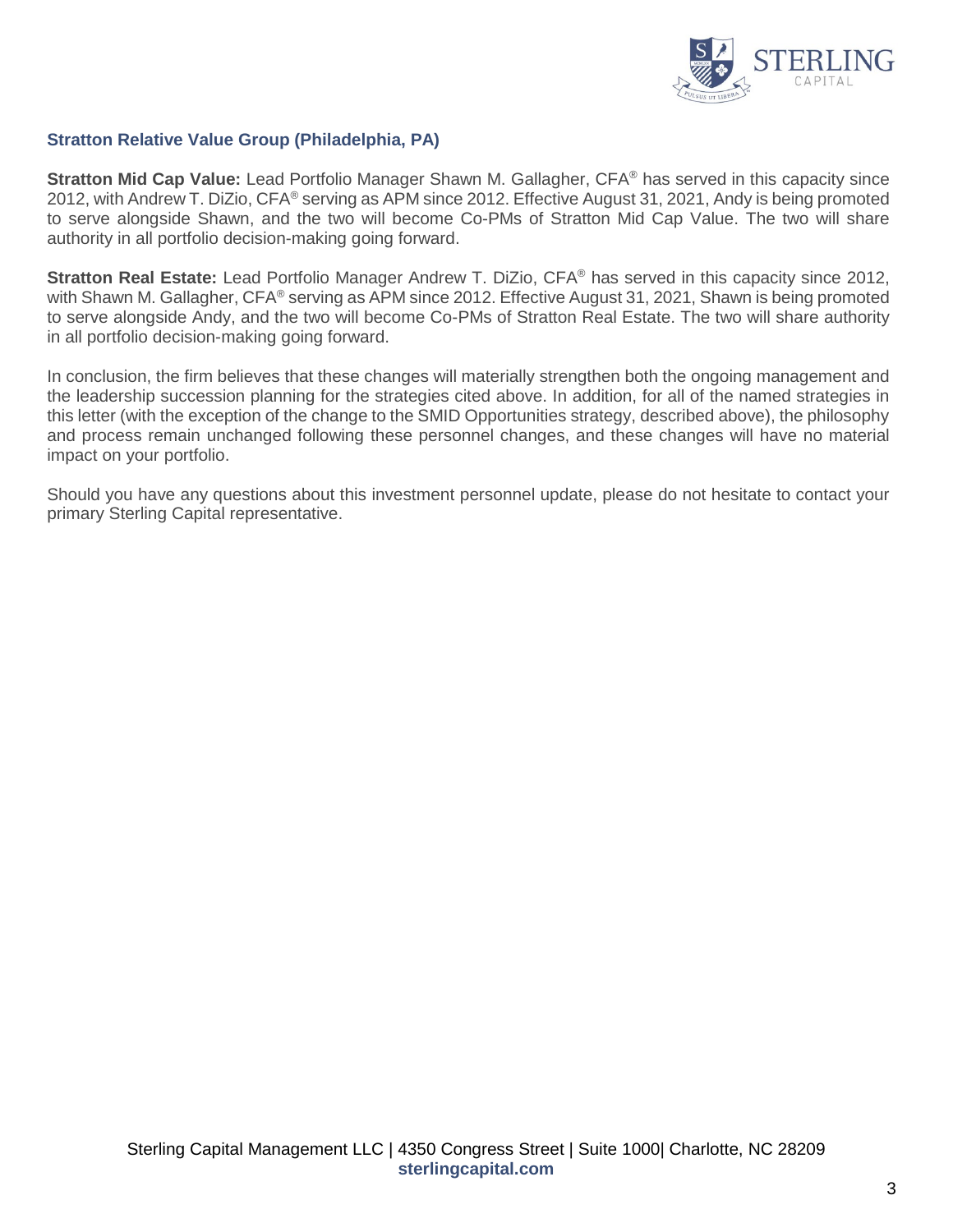### Stratton Relative Value Group (Philadelphia, PA)

**Stratton Mid Cap Value:** Lead Portfolio Manager Shawn M. Gallagher, CFA® has served in this capacity since 2012, with Andrew T. DiZio, CFA® serving as APM since 2012. Effective August 31, 2021, Andy is being promoted to serve alongside Shawn, and the two will become Co-PMs of Stratton Mid Cap Value. The two will share authority in all portfolio decision-making going forward.

**Stratton Real Estate:** Lead Portfolio Manager Andrew T. DiZio, CFA® has served in this capacity since 2012, with Shawn M. Gallagher, CFA® serving as APM since 2012. Effective August 31, 2021, Shawn is being promoted to serve alongside Andy, and the two will become Co-PMs of Stratton Real Estate. The two will share authority in all portfolio decision-making going forward.

In conclusion, the firm believes that these changes will materially strengthen both the ongoing management and the leadership succession planning for the strategies cited above. In addition, for all of the named strategies in this letter (with the exception of the change to the SMID Opportunities strategy, described above), the philosophy and process remain unchanged following these personnel changes, and these changes will have no material impact on your portfolio.

Should you have any questions about this investment personnel update, please do not hesitate to contact your primary Sterling Capital representative.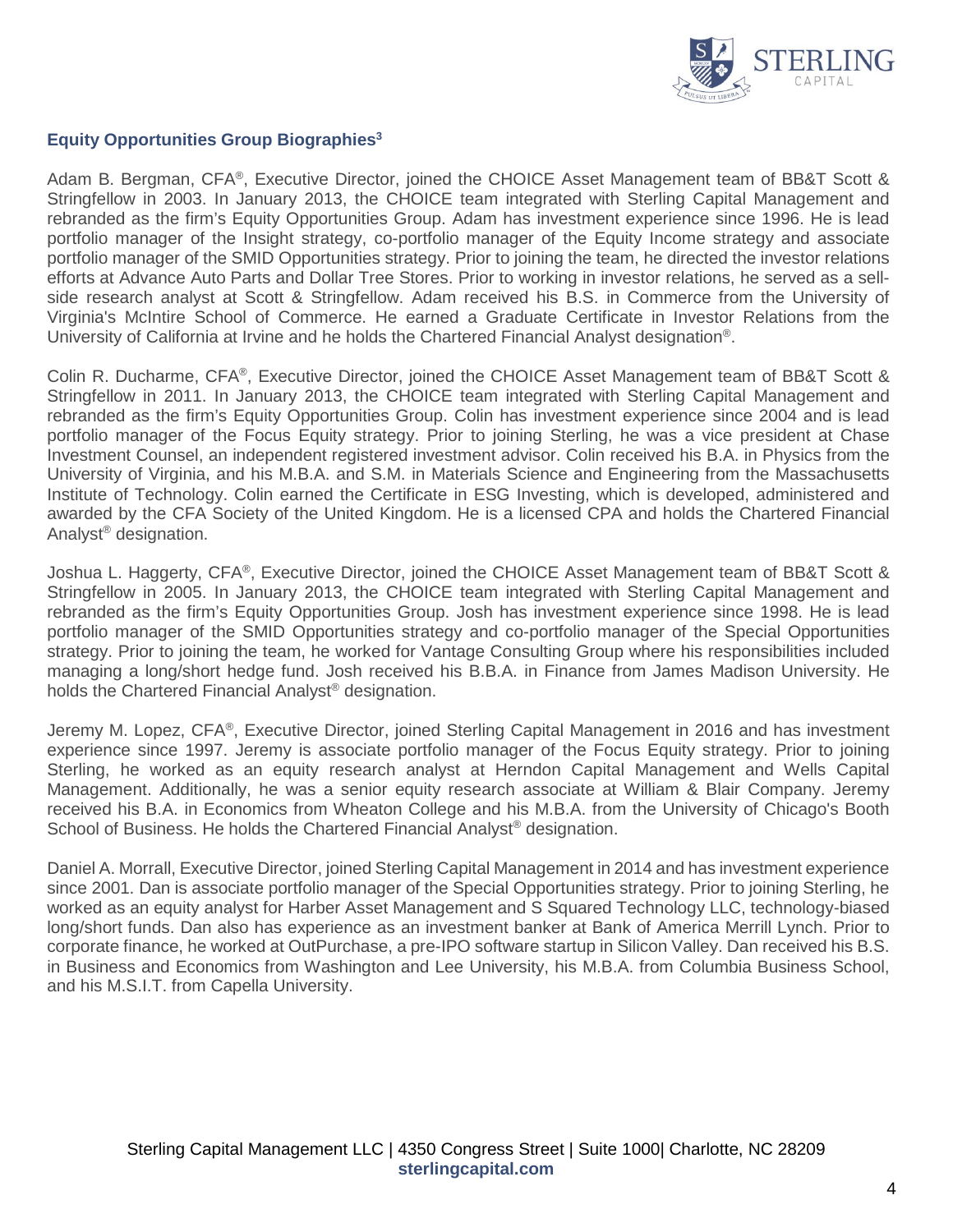## Equity Opportunities Group Biographies[3]

Adam B. Bergman, CFA®, Executive Director, joined the CHOICE Asset Management team of BB&T Scott & Stringfellow in 2003. In January 2013, the CHOICE team integrated with Sterling Capital Management and rebranded as the firm's Equity Opportunities Group. Adam has investment experience since 1996. He is lead portfolio manager of the Insight strategy, co-portfolio manager of the Equity Income strategy and associate portfolio manager of the SMID Opportunities strategy. Prior to joining the team, he directed the investor relations efforts at Advance Auto Parts and Dollar Tree Stores. Prior to working in investor relations, he served as a sell-side research analyst at Scott & Stringfellow. Adam received his B.S. in Commerce from the University of Virginia's McIntire School of Commerce. He earned a Graduate Certificate in Investor Relations from the University of California at Irvine and he holds the Chartered Financial Analyst designation®.

Colin R. Ducharme, CFA®, Executive Director, joined the CHOICE Asset Management team of BB&T Scott & Stringfellow in 2011. In January 2013, the CHOICE team integrated with Sterling Capital Management and rebranded as the firm's Equity Opportunities Group. Colin has investment experience since 2004 and is lead portfolio manager of the Focus Equity strategy. Prior to joining Sterling, he was a vice president at Chase Investment Counsel, an independent registered investment advisor. Colin received his B.A. in Physics from the University of Virginia, and his M.B.A. and S.M. in Materials Science and Engineering from the Massachusetts Institute of Technology. Colin earned the Certificate in ESG Investing, which is developed, administered and awarded by the CFA Society of the United Kingdom. He is a licensed CPA and holds the Chartered Financial Analyst® designation.

Joshua L. Haggerty, CFA®, Executive Director, joined the CHOICE Asset Management team of BB&T Scott & Stringfellow in 2005. In January 2013, the CHOICE team integrated with Sterling Capital Management and rebranded as the firm's Equity Opportunities Group. Josh has investment experience since 1998. He is lead portfolio manager of the SMID Opportunities strategy and co-portfolio manager of the Special Opportunities strategy. Prior to joining the team, he worked for Vantage Consulting Group where his responsibilities included managing a long/short hedge fund. Josh received his B.B.A. in Finance from James Madison University. He holds the Chartered Financial Analyst® designation.

Jeremy M. Lopez, CFA®, Executive Director, joined Sterling Capital Management in 2016 and has investment experience since 1997. Jeremy is associate portfolio manager of the Focus Equity strategy. Prior to joining Sterling, he worked as an equity research analyst at Herndon Capital Management and Wells Capital Management. Additionally, he was a senior equity research associate at William & Blair Company. Jeremy received his B.A. in Economics from Wheaton College and his M.B.A. from the University of Chicago's Booth School of Business. He holds the Chartered Financial Analyst® designation.

Daniel A. Morrall, Executive Director, joined Sterling Capital Management in 2014 and has investment experience since 2001. Dan is associate portfolio manager of the Special Opportunities strategy. Prior to joining Sterling, he worked as an equity analyst for Harber Asset Management and S Squared Technology LLC, technology-biased long/short funds. Dan also has experience as an investment banker at Bank of America Merrill Lynch. Prior to corporate finance, he worked at OutPurchase, a pre-IPO software startup in Silicon Valley. Dan received his B.S. in Business and Economics from Washington and Lee University, his M.B.A. from Columbia Business School, and his M.S.I.T. from Capella University.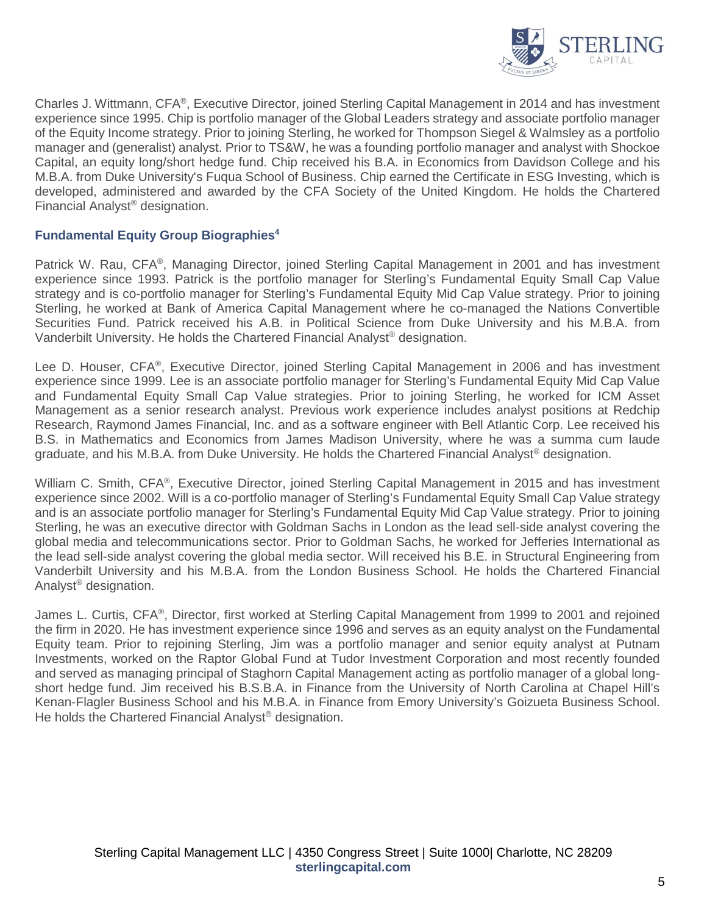Charles J. Wittmann, CFA®, Executive Director, joined Sterling Capital Management in 2014 and has investment experience since 1995. Chip is portfolio manager of the Global Leaders strategy and associate portfolio manager of the Equity Income strategy. Prior to joining Sterling, he worked for Thompson Siegel & Walmsley as a portfolio manager and (generalist) analyst. Prior to TS&W, he was a founding portfolio manager and analyst with Shockoe Capital, an equity long/short hedge fund. Chip received his B.A. in Economics from Davidson College and his M.B.A. from Duke University's Fuqua School of Business. Chip earned the Certificate in ESG Investing, which is developed, administered and awarded by the CFA Society of the United Kingdom. He holds the Chartered Financial Analyst® designation.

### Fundamental Equity Group Biographies[4]

Patrick W. Rau, CFA®, Managing Director, joined Sterling Capital Management in 2001 and has investment experience since 1993. Patrick is the portfolio manager for Sterling's Fundamental Equity Small Cap Value strategy and is co-portfolio manager for Sterling's Fundamental Equity Mid Cap Value strategy. Prior to joining Sterling, he worked at Bank of America Capital Management where he co-managed the Nations Convertible Securities Fund. Patrick received his A.B. in Political Science from Duke University and his M.B.A. from Vanderbilt University. He holds the Chartered Financial Analyst® designation.

Lee D. Houser, CFA®, Executive Director, joined Sterling Capital Management in 2006 and has investment experience since 1999. Lee is an associate portfolio manager for Sterling's Fundamental Equity Mid Cap Value and Fundamental Equity Small Cap Value strategies. Prior to joining Sterling, he worked for ICM Asset Management as a senior research analyst. Previous work experience includes analyst positions at Redchip Research, Raymond James Financial, Inc. and as a software engineer with Bell Atlantic Corp. Lee received his B.S. in Mathematics and Economics from James Madison University, where he was a summa cum laude graduate, and his M.B.A. from Duke University. He holds the Chartered Financial Analyst® designation.

William C. Smith, CFA®, Executive Director, joined Sterling Capital Management in 2015 and has investment experience since 2002. Will is a co-portfolio manager of Sterling's Fundamental Equity Small Cap Value strategy and is an associate portfolio manager for Sterling's Fundamental Equity Mid Cap Value strategy. Prior to joining Sterling, he was an executive director with Goldman Sachs in London as the lead sell-side analyst covering the global media and telecommunications sector. Prior to Goldman Sachs, he worked for Jefferies International as the lead sell-side analyst covering the global media sector. Will received his B.E. in Structural Engineering from Vanderbilt University and his M.B.A. from the London Business School. He holds the Chartered Financial Analyst® designation.

James L. Curtis, CFA®, Director, first worked at Sterling Capital Management from 1999 to 2001 and rejoined the firm in 2020. He has investment experience since 1996 and serves as an equity analyst on the Fundamental Equity team. Prior to rejoining Sterling, Jim was a portfolio manager and senior equity analyst at Putnam Investments, worked on the Raptor Global Fund at Tudor Investment Corporation and most recently founded and served as managing principal of Staghorn Capital Management acting as portfolio manager of a global long-short hedge fund. Jim received his B.S.B.A. in Finance from the University of North Carolina at Chapel Hill's Kenan-Flagler Business School and his M.B.A. in Finance from Emory University's Goizueta Business School. He holds the Chartered Financial Analyst® designation.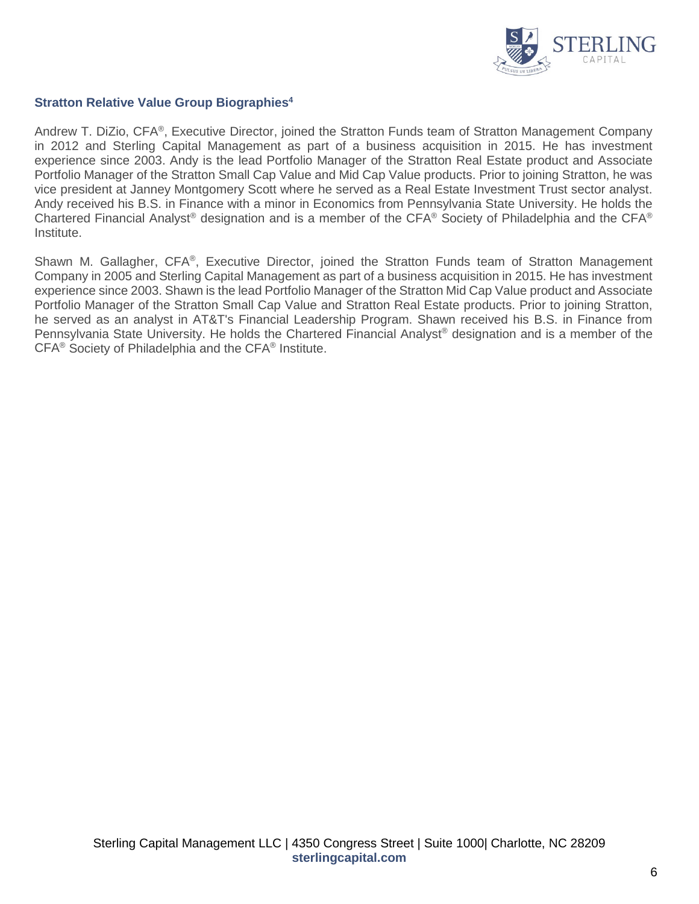### Stratton Relative Value Group Biographies[4]

Andrew T. DiZio, CFA®, Executive Director, joined the Stratton Funds team of Stratton Management Company in 2012 and Sterling Capital Management as part of a business acquisition in 2015. He has investment experience since 2003. Andy is the lead Portfolio Manager of the Stratton Real Estate product and Associate Portfolio Manager of the Stratton Small Cap Value and Mid Cap Value products. Prior to joining Stratton, he was vice president at Janney Montgomery Scott where he served as a Real Estate Investment Trust sector analyst. Andy received his B.S. in Finance with a minor in Economics from Pennsylvania State University. He holds the Chartered Financial Analyst® designation and is a member of the CFA® Society of Philadelphia and the CFA® Institute.

Shawn M. Gallagher, CFA®, Executive Director, joined the Stratton Funds team of Stratton Management Company in 2005 and Sterling Capital Management as part of a business acquisition in 2015. He has investment experience since 2003. Shawn is the lead Portfolio Manager of the Stratton Mid Cap Value product and Associate Portfolio Manager of the Stratton Small Cap Value and Stratton Real Estate products. Prior to joining Stratton, he served as an analyst in AT&T's Financial Leadership Program. Shawn received his B.S. in Finance from Pennsylvania State University. He holds the Chartered Financial Analyst® designation and is a member of the CFA® Society of Philadelphia and the CFA® Institute.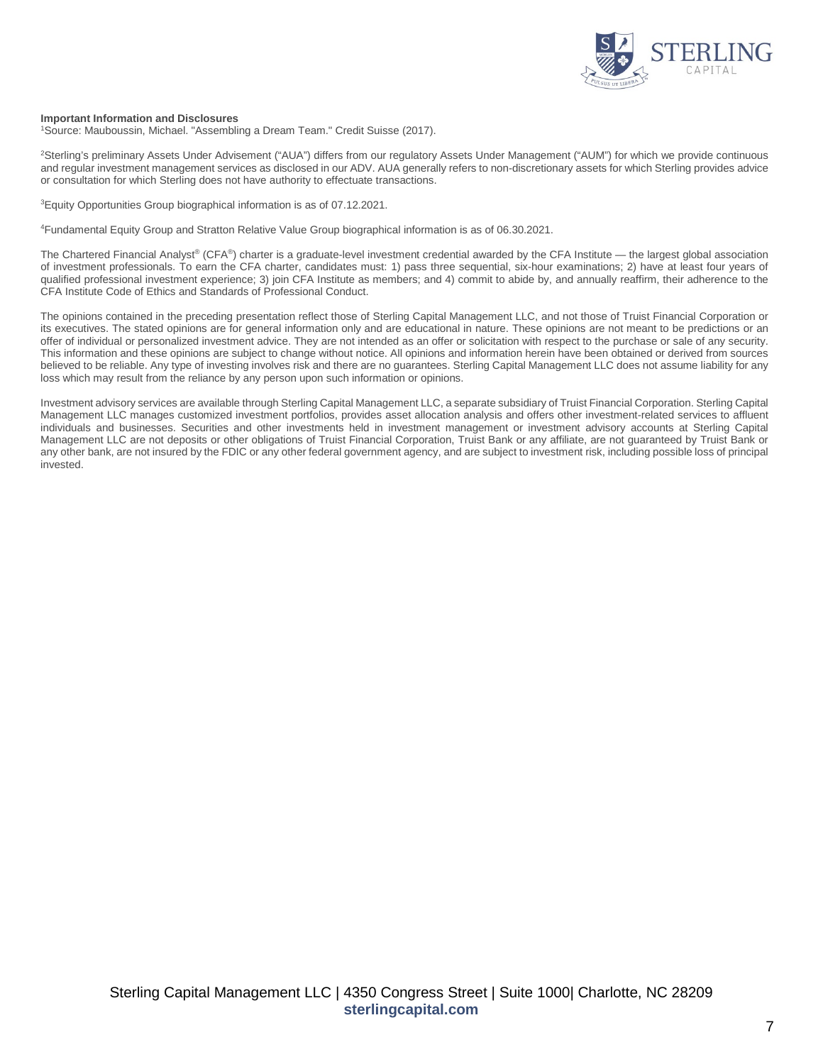**Important Information and Disclosures**

[1]Source: Mauboussin, Michael. "Assembling a Dream Team." Credit Suisse (2017).

[2]Sterling's preliminary Assets Under Advisement ("AUA") differs from our regulatory Assets Under Management ("AUM") for which we provide continuous and regular investment management services as disclosed in our ADV. AUA generally refers to non-discretionary assets for which Sterling provides advice or consultation for which Sterling does not have authority to effectuate transactions.

[3]Equity Opportunities Group biographical information is as of 07.12.2021.

[4]Fundamental Equity Group and Stratton Relative Value Group biographical information is as of 06.30.2021.

The Chartered Financial Analyst® (CFA®) charter is a graduate-level investment credential awarded by the CFA Institute — the largest global association of investment professionals. To earn the CFA charter, candidates must: 1) pass three sequential, six-hour examinations; 2) have at least four years of qualified professional investment experience; 3) join CFA Institute as members; and 4) commit to abide by, and annually reaffirm, their adherence to the CFA Institute Code of Ethics and Standards of Professional Conduct.

The opinions contained in the preceding presentation reflect those of Sterling Capital Management LLC, and not those of Truist Financial Corporation or its executives. The stated opinions are for general information only and are educational in nature. These opinions are not meant to be predictions or an offer of individual or personalized investment advice. They are not intended as an offer or solicitation with respect to the purchase or sale of any security. This information and these opinions are subject to change without notice. All opinions and information herein have been obtained or derived from sources believed to be reliable. Any type of investing involves risk and there are no guarantees. Sterling Capital Management LLC does not assume liability for any loss which may result from the reliance by any person upon such information or opinions.

Investment advisory services are available through Sterling Capital Management LLC, a separate subsidiary of Truist Financial Corporation. Sterling Capital Management LLC manages customized investment portfolios, provides asset allocation analysis and offers other investment-related services to affluent individuals and businesses. Securities and other investments held in investment management or investment advisory accounts at Sterling Capital Management LLC are not deposits or other obligations of Truist Financial Corporation, Truist Bank or any affiliate, are not guaranteed by Truist Bank or any other bank, are not insured by the FDIC or any other federal government agency, and are subject to investment risk, including possible loss of principal invested.

Sterling Capital Management LLC | 4350 Congress Street | Suite 1000| Charlotte, NC 28209
**sterlingcapital.com**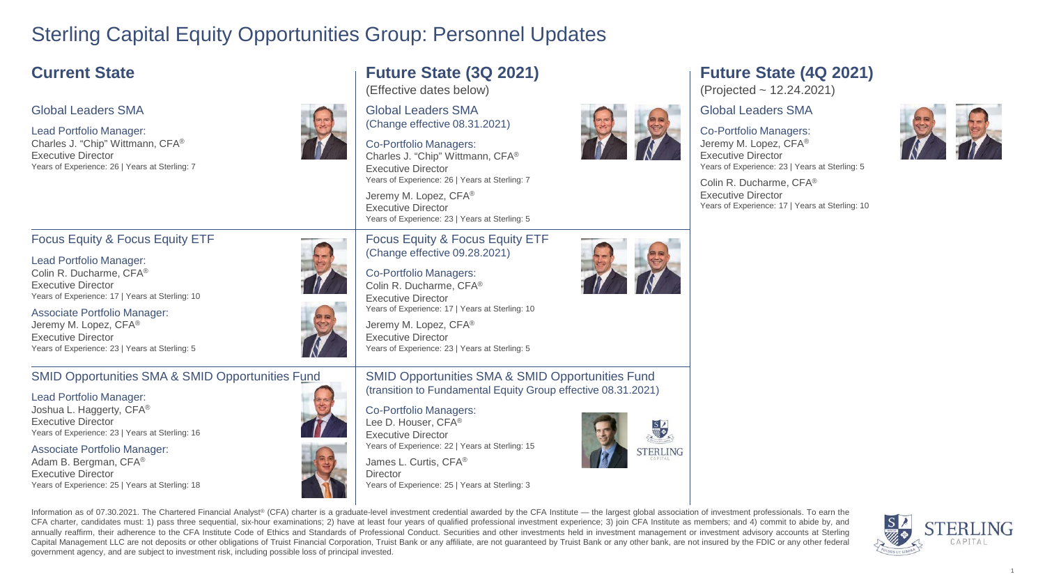# Sterling Capital Equity Opportunities Group: Personnel Updates

## Current State

### Global Leaders SMA

Lead Portfolio Manager:
Charles J. "Chip" Wittmann, CFA®
Executive Director
Years of Experience: 26 | Years at Sterling: 7

### Focus Equity & Focus Equity ETF

Lead Portfolio Manager:
Colin R. Ducharme, CFA®
Executive Director
Years of Experience: 17 | Years at Sterling: 10

Associate Portfolio Manager:
Jeremy M. Lopez, CFA®
Executive Director
Years of Experience: 23 | Years at Sterling: 5

### SMID Opportunities SMA & SMID Opportunities Fund

Lead Portfolio Manager:
Joshua L. Haggerty, CFA®
Executive Director
Years of Experience: 23 | Years at Sterling: 16

Associate Portfolio Manager:
Adam B. Bergman, CFA®
Executive Director
Years of Experience: 25 | Years at Sterling: 18

## Future State (3Q 2021)

(Effective dates below)

### Global Leaders SMA
(Change effective 08.31.2021)

Co-Portfolio Managers:
Charles J. "Chip" Wittmann, CFA®
Executive Director
Years of Experience: 26 | Years at Sterling: 7

Jeremy M. Lopez, CFA®
Executive Director
Years of Experience: 23 | Years at Sterling: 5

### Focus Equity & Focus Equity ETF
(Change effective 09.28.2021)

Co-Portfolio Managers:
Colin R. Ducharme, CFA®
Executive Director
Years of Experience: 17 | Years at Sterling: 10

Jeremy M. Lopez, CFA®
Executive Director
Years of Experience: 23 | Years at Sterling: 5

### SMID Opportunities SMA & SMID Opportunities Fund
(transition to Fundamental Equity Group effective 08.31.2021)

Co-Portfolio Managers:
Lee D. Houser, CFA®
Executive Director
Years of Experience: 22 | Years at Sterling: 15

James L. Curtis, CFA®
Director
Years of Experience: 25 | Years at Sterling: 3

## Future State (4Q 2021)

(Projected ~ 12.24.2021)

### Global Leaders SMA

Co-Portfolio Managers:
Jeremy M. Lopez, CFA®
Executive Director
Years of Experience: 23 | Years at Sterling: 5

Colin R. Ducharme, CFA®
Executive Director
Years of Experience: 17 | Years at Sterling: 10

Information as of 07.30.2021. The Chartered Financial Analyst® (CFA) charter is a graduate-level investment credential awarded by the CFA Institute — the largest global association of investment professionals. To earn the CFA charter, candidates must: 1) pass three sequential, six-hour examinations; 2) have at least four years of qualified professional investment experience; 3) join CFA Institute as members; and 4) commit to abide by, and annually reaffirm, their adherence to the CFA Institute Code of Ethics and Standards of Professional Conduct. Securities and other investments held in investment management or investment advisory accounts at Sterling Capital Management LLC are not deposits or other obligations of Truist Financial Corporation, Truist Bank or any affiliate, are not guaranteed by Truist Bank or any other bank, are not insured by the FDIC or any other federal government agency, and are subject to investment risk, including possible loss of principal invested.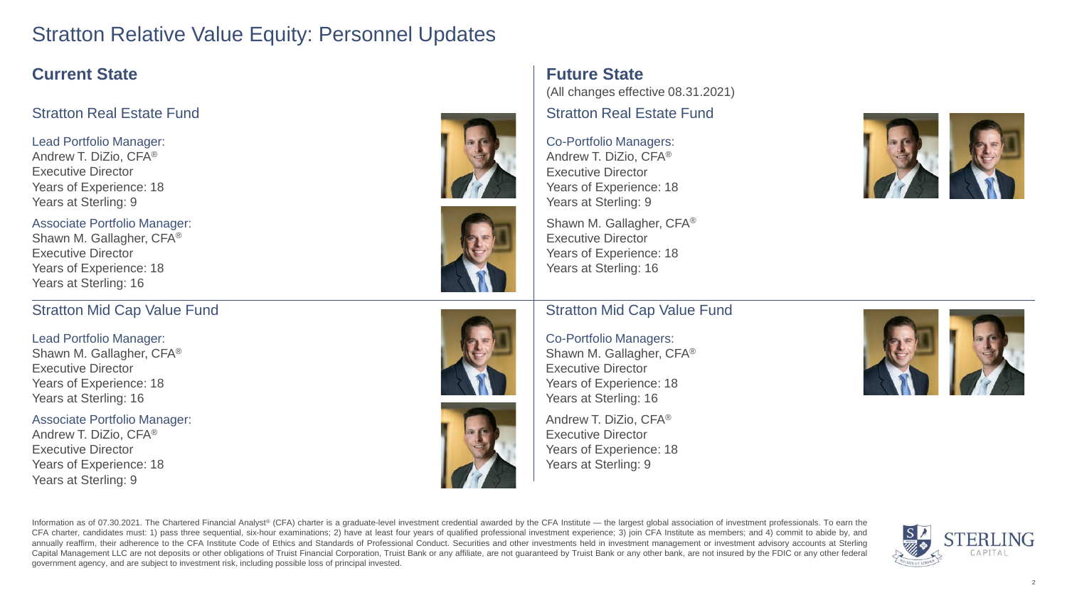# Stratton Relative Value Equity: Personnel Updates

## Current State

### Stratton Real Estate Fund

Lead Portfolio Manager:
Andrew T. DiZio, CFA®
Executive Director
Years of Experience: 18
Years at Sterling: 9

Associate Portfolio Manager:
Shawn M. Gallagher, CFA®
Executive Director
Years of Experience: 18
Years at Sterling: 16

### Stratton Mid Cap Value Fund

Lead Portfolio Manager:
Shawn M. Gallagher, CFA®
Executive Director
Years of Experience: 18
Years at Sterling: 16

Associate Portfolio Manager:
Andrew T. DiZio, CFA®
Executive Director
Years of Experience: 18
Years at Sterling: 9

## Future State

(All changes effective 08.31.2021)

### Stratton Real Estate Fund

Co-Portfolio Managers:
Andrew T. DiZio, CFA®
Executive Director
Years of Experience: 18
Years at Sterling: 9

Shawn M. Gallagher, CFA®
Executive Director
Years of Experience: 18
Years at Sterling: 16

### Stratton Mid Cap Value Fund

Co-Portfolio Managers:
Shawn M. Gallagher, CFA®
Executive Director
Years of Experience: 18
Years at Sterling: 16

Andrew T. DiZio, CFA®
Executive Director
Years of Experience: 18
Years at Sterling: 9

Information as of 07.30.2021. The Chartered Financial Analyst® (CFA) charter is a graduate-level investment credential awarded by the CFA Institute — the largest global association of investment professionals. To earn the CFA charter, candidates must: 1) pass three sequential, six-hour examinations; 2) have at least four years of qualified professional investment experience; 3) join CFA Institute as members; and 4) commit to abide by, and annually reaffirm, their adherence to the CFA Institute Code of Ethics and Standards of Professional Conduct. Securities and other investments held in investment management or investment advisory accounts at Sterling Capital Management LLC are not deposits or other obligations of Truist Financial Corporation, Truist Bank or any affiliate, are not guaranteed by Truist Bank or any other bank, are not insured by the FDIC or any other federal government agency, and are subject to investment risk, including possible loss of principal invested.

STERLING CAPITAL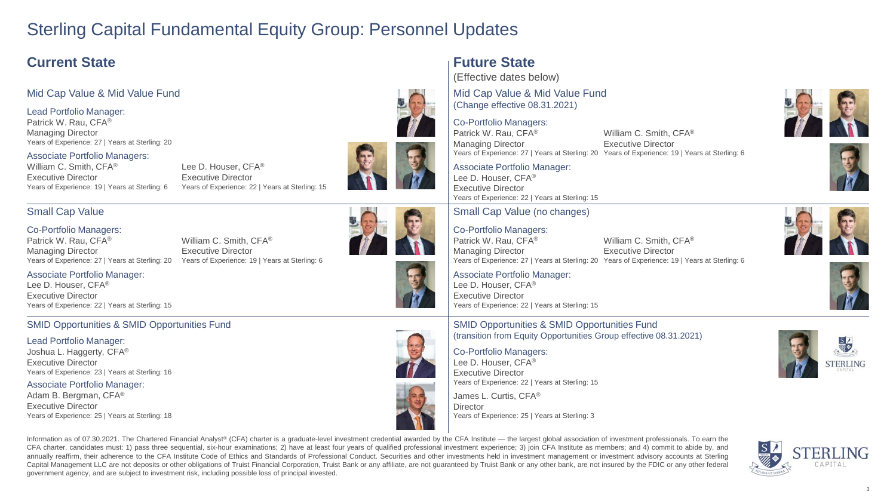# Sterling Capital Fundamental Equity Group: Personnel Updates

## Current State

### Mid Cap Value & Mid Value Fund

**Lead Portfolio Manager:**

Patrick W. Rau, CFA®
Managing Director
Years of Experience: 27 | Years at Sterling: 20

**Associate Portfolio Managers:**

William C. Smith, CFA®
Executive Director
Years of Experience: 19 | Years at Sterling: 6

Lee D. Houser, CFA®
Executive Director
Years of Experience: 22 | Years at Sterling: 15

### Small Cap Value

**Co-Portfolio Managers:**

Patrick W. Rau, CFA®
Managing Director
Years of Experience: 27 | Years at Sterling: 20

William C. Smith, CFA®
Executive Director
Years of Experience: 19 | Years at Sterling: 6

**Associate Portfolio Manager:**

Lee D. Houser, CFA®
Executive Director
Years of Experience: 22 | Years at Sterling: 15

### SMID Opportunities & SMID Opportunities Fund

**Lead Portfolio Manager:**

Joshua L. Haggerty, CFA®
Executive Director
Years of Experience: 23 | Years at Sterling: 16

**Associate Portfolio Manager:**

Adam B. Bergman, CFA®
Executive Director
Years of Experience: 25 | Years at Sterling: 18

## Future State

(Effective dates below)

### Mid Cap Value & Mid Value Fund

(Change effective 08.31.2021)

**Co-Portfolio Managers:**

Patrick W. Rau, CFA®
Managing Director
Years of Experience: 27 | Years at Sterling: 20

William C. Smith, CFA®
Executive Director
Years of Experience: 19 | Years at Sterling: 6

**Associate Portfolio Manager:**

Lee D. Houser, CFA®
Executive Director
Years of Experience: 22 | Years at Sterling: 15

### Small Cap Value (no changes)

**Co-Portfolio Managers:**

Patrick W. Rau, CFA®
Managing Director
Years of Experience: 27 | Years at Sterling: 20

William C. Smith, CFA®
Executive Director
Years of Experience: 19 | Years at Sterling: 6

**Associate Portfolio Manager:**

Lee D. Houser, CFA®
Executive Director
Years of Experience: 22 | Years at Sterling: 15

### SMID Opportunities & SMID Opportunities Fund

(transition from Equity Opportunities Group effective 08.31.2021)

**Co-Portfolio Managers:**

Lee D. Houser, CFA®
Executive Director
Years of Experience: 22 | Years at Sterling: 15

James L. Curtis, CFA®
Director
Years of Experience: 25 | Years at Sterling: 3

Information as of 07.30.2021. The Chartered Financial Analyst® (CFA) charter is a graduate-level investment credential awarded by the CFA Institute — the largest global association of investment professionals. To earn the CFA charter, candidates must: 1) pass three sequential, six-hour examinations; 2) have at least four years of qualified professional investment experience; 3) join CFA Institute as members; and 4) commit to abide by, and annually reaffirm, their adherence to the CFA Institute Code of Ethics and Standards of Professional Conduct. Securities and other investments held in investment management or investment advisory accounts at Sterling Capital Management LLC are not deposits or other obligations of Truist Financial Corporation, Truist Bank or any affiliate, are not guaranteed by Truist Bank or any other bank, are not insured by the FDIC or any other federal government agency, and are subject to investment risk, including possible loss of principal invested.